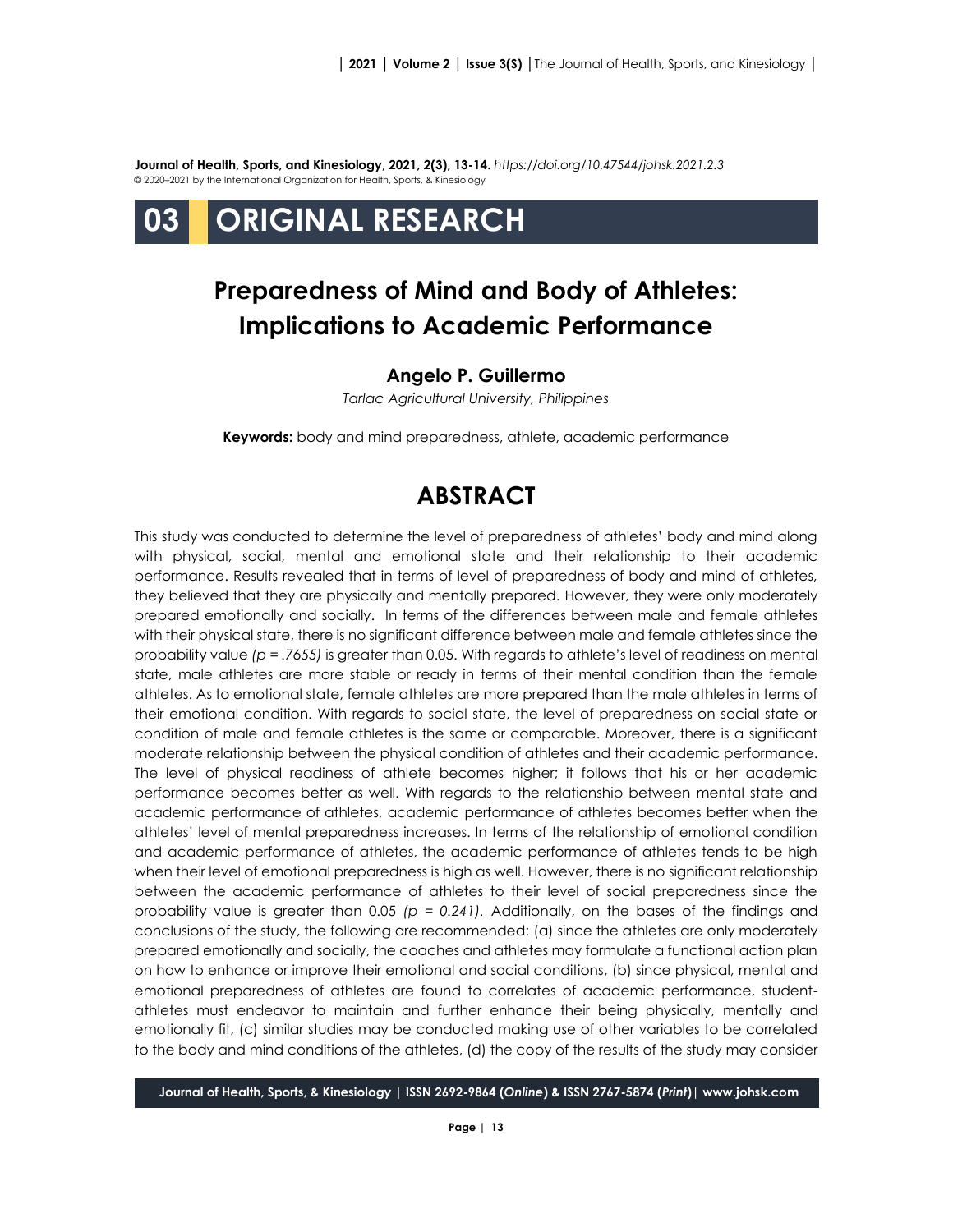**Journal of Health, Sports, and Kinesiology, 2021, 2(3), 13-14.** *https://doi.org/10.47544/johsk.2021.2.3*
© 2020–2021 by the International Organization for Health, Sports, & Kinesiology

# 03 ORIGINAL RESEARCH

## Preparedness of Mind and Body of Athletes: Implications to Academic Performance

**Angelo P. Guillermo**

*Tarlac Agricultural University, Philippines*

**Keywords:** body and mind preparedness, athlete, academic performance

## ABSTRACT

This study was conducted to determine the level of preparedness of athletes' body and mind along with physical, social, mental and emotional state and their relationship to their academic performance. Results revealed that in terms of level of preparedness of body and mind of athletes, they believed that they are physically and mentally prepared. However, they were only moderately prepared emotionally and socially. In terms of the differences between male and female athletes with their physical state, there is no significant difference between male and female athletes since the probability value *($p = .7655$)* is greater than 0.05. With regards to athlete's level of readiness on mental state, male athletes are more stable or ready in terms of their mental condition than the female athletes. As to emotional state, female athletes are more prepared than the male athletes in terms of their emotional condition. With regards to social state, the level of preparedness on social state or condition of male and female athletes is the same or comparable. Moreover, there is a significant moderate relationship between the physical condition of athletes and their academic performance. The level of physical readiness of athlete becomes higher; it follows that his or her academic performance becomes better as well. With regards to the relationship between mental state and academic performance of athletes, academic performance of athletes becomes better when the athletes' level of mental preparedness increases. In terms of the relationship of emotional condition and academic performance of athletes, the academic performance of athletes tends to be high when their level of emotional preparedness is high as well. However, there is no significant relationship between the academic performance of athletes to their level of social preparedness since the probability value is greater than 0.05 *($p = 0.241$).* Additionally, on the bases of the findings and conclusions of the study, the following are recommended: (a) since the athletes are only moderately prepared emotionally and socially, the coaches and athletes may formulate a functional action plan on how to enhance or improve their emotional and social conditions, (b) since physical, mental and emotional preparedness of athletes are found to correlates of academic performance, student-athletes must endeavor to maintain and further enhance their being physically, mentally and emotionally fit, (c) similar studies may be conducted making use of other variables to be correlated to the body and mind conditions of the athletes, (d) the copy of the results of the study may consider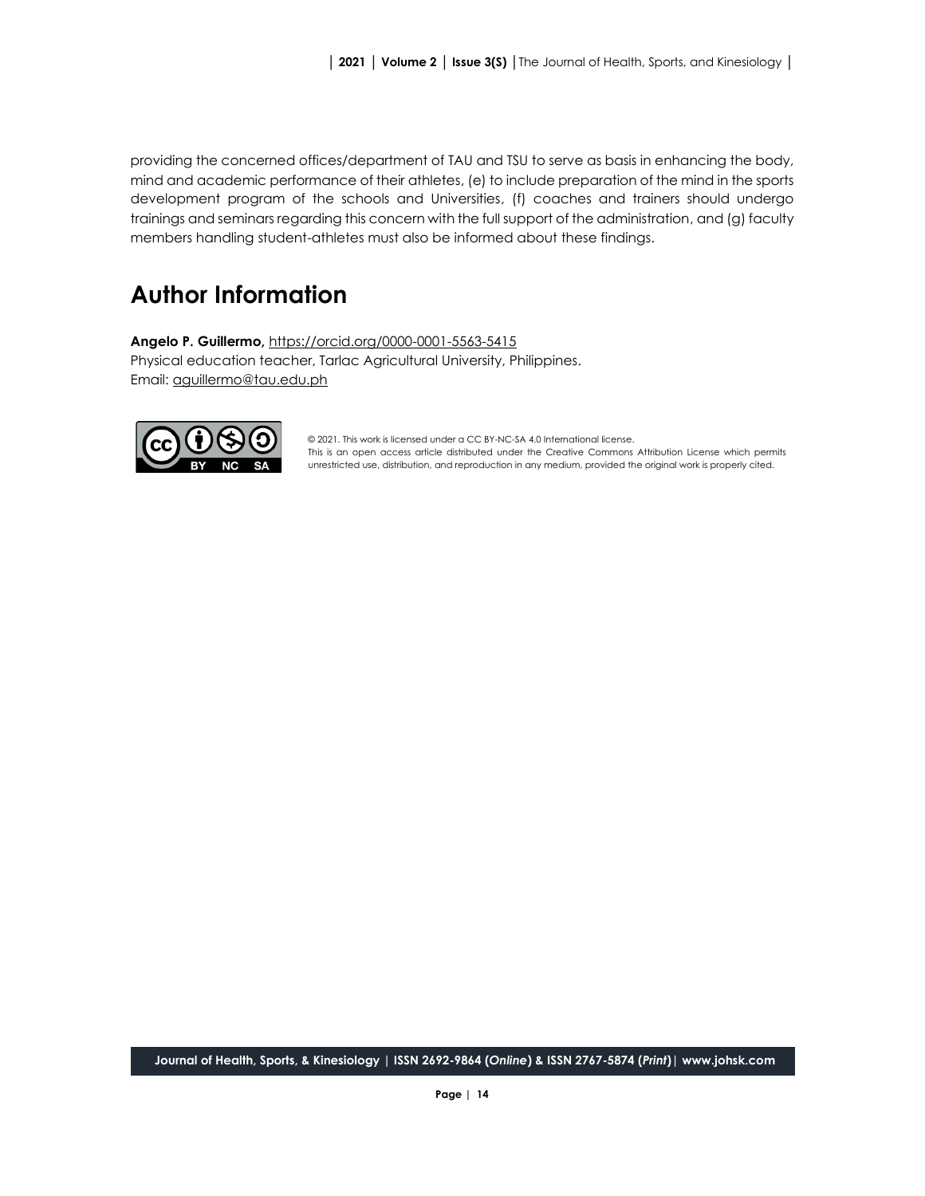providing the concerned offices/department of TAU and TSU to serve as basis in enhancing the body, mind and academic performance of their athletes, (e) to include preparation of the mind in the sports development program of the schools and Universities, (f) coaches and trainers should undergo trainings and seminars regarding this concern with the full support of the administration, and (g) faculty members handling student-athletes must also be informed about these findings.

## Author Information

**Angelo P. Guillermo,** https://orcid.org/0000-0001-5563-5415
Physical education teacher, Tarlac Agricultural University, Philippines.
Email: aguillermo@tau.edu.ph

© 2021. This work is licensed under a CC BY-NC-SA 4.0 International license.
This is an open access article distributed under the Creative Commons Attribution License which permits unrestricted use, distribution, and reproduction in any medium, provided the original work is properly cited.